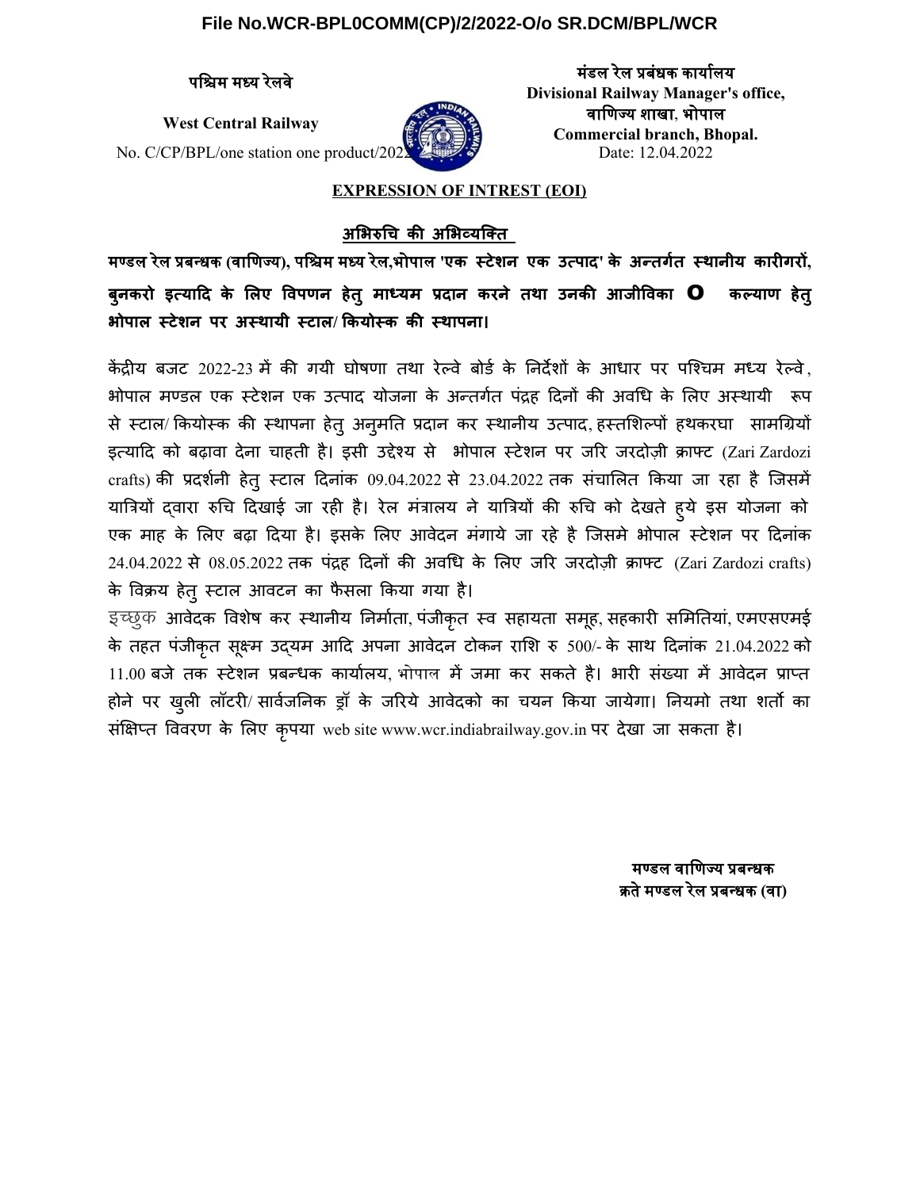File No.WCR-BPL0COMM(CP)/2/2022-O/o SR.DCM/BPL/WCR

**पश्चिम मध्य रेलवे**

**West Central Railway**

No. C/CP/BPL/one station one product/2022

**मंडल रेल प्रबंधक कार्यालय**
**Divisional Railway Manager's office,**
**वाणिज्य शाखा, भोपाल**
**Commercial branch, Bhopal.**
Date: 12.04.2022

## EXPRESSION OF INTREST (EOI)

## अभिरुचि की अभिव्यक्ति

**मण्डल रेल प्रबन्धक (वाणिज्य), पश्चिम मध्य रेल,भोपाल 'एक स्टेशन एक उत्पाद' के अन्तर्गत स्थानीय कारीगरों, बुनकरो इत्यादि के लिए विपणन हेतु माध्यम प्रदान करने तथा उनकी आजीविका O कल्याण हेतु भोपाल स्टेशन पर अस्थायी स्टाल/ कियोस्क की स्थापना।**

केंद्रीय बजट 2022-23 में की गयी घोषणा तथा रेल्वे बोर्ड के निर्देशों के आधार पर पश्चिम मध्य रेल्वे, भोपाल मण्डल एक स्टेशन एक उत्पाद योजना के अन्तर्गत पंद्रह दिनों की अवधि के लिए अस्थायी रूप से स्टाल/ कियोस्क की स्थापना हेतु अनुमति प्रदान कर स्थानीय उत्पाद, हस्तशिल्पों हथकरघा सामग्रियों इत्यादि को बढ़ावा देना चाहती है। इसी उद्देश्य से भोपाल स्टेशन पर जरि जरदोज़ी क्राफ्ट (Zari Zardozi crafts) की प्रदर्शनी हेतु स्टाल दिनांक 09.04.2022 से 23.04.2022 तक संचालित किया जा रहा है जिसमें यात्रियों द्वारा रुचि दिखाई जा रही है। रेल मंत्रालय ने यात्रियों की रुचि को देखते हुये इस योजना को एक माह के लिए बढ़ा दिया है। इसके लिए आवेदन मंगाये जा रहे है जिसमे भोपाल स्टेशन पर दिनांक 24.04.2022 से 08.05.2022 तक पंद्रह दिनों की अवधि के लिए जरि जरदोज़ी क्राफ्ट (Zari Zardozi crafts) के विक्रय हेतु स्टाल आवटन का फैसला किया गया है।

इच्छुक आवेदक विशेष कर स्थानीय निर्माता, पंजीकृत स्व सहायता समूह, सहकारी समितियां, एमएसएमई के तहत पंजीकृत सूक्ष्म उद्यम आदि अपना आवेदन टोकन राशि रु 500/- के साथ दिनांक 21.04.2022 को 11.00 बजे तक स्टेशन प्रबन्धक कार्यालय, भोपाल में जमा कर सकते है। भारी संख्या में आवेदन प्राप्त होने पर खुली लॉटरी/ सार्वजनिक ड्रॉ के जरिये आवेदको का चयन किया जायेगा। नियमो तथा शर्तो का संक्षिप्त विवरण के लिए कृपया web site www.wcr.indiabrailway.gov.in पर देखा जा सकता है।

**मण्डल वाणिज्य प्रबन्धक**
**क्रते मण्डल रेल प्रबन्धक (वा)**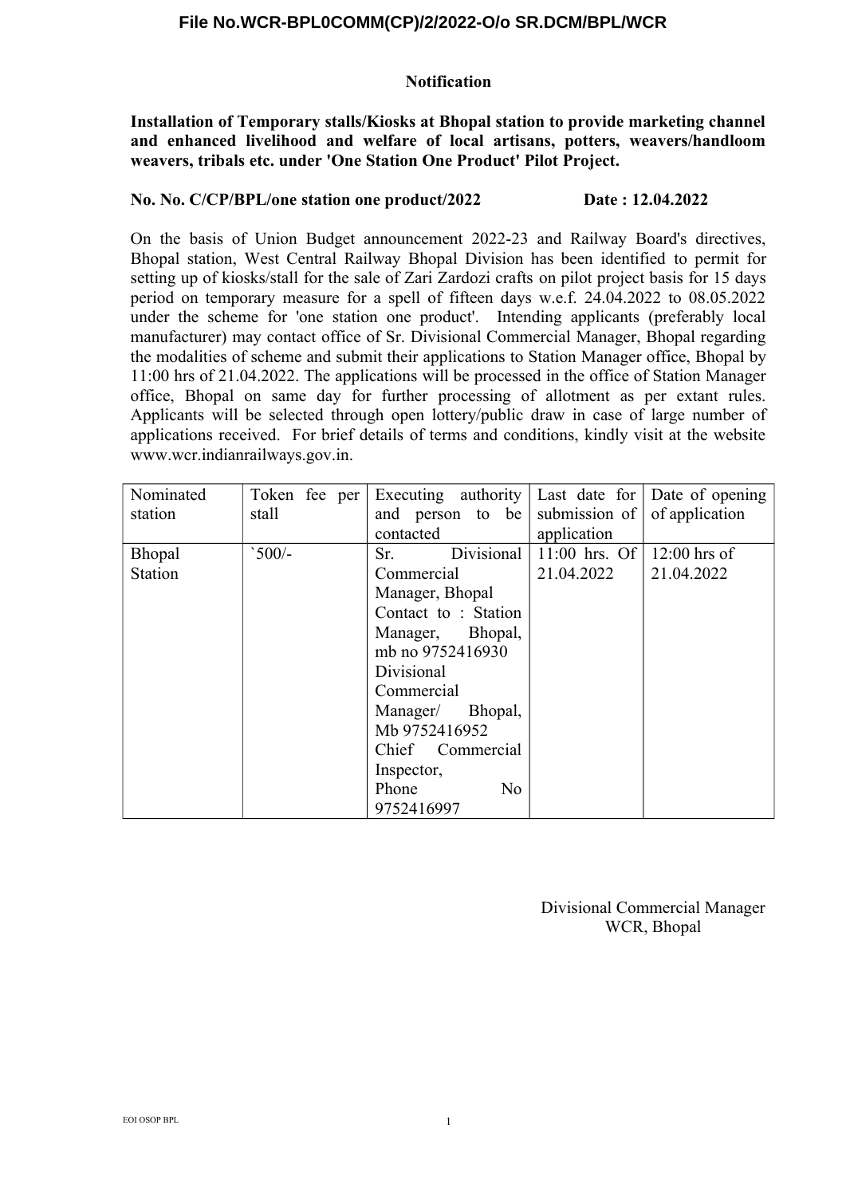File No.WCR-BPL0COMM(CP)/2/2022-O/o SR.DCM/BPL/WCR

## Notification

**Installation of Temporary stalls/Kiosks at Bhopal station to provide marketing channel and enhanced livelihood and welfare of local artisans, potters, weavers/handloom weavers, tribals etc. under 'One Station One Product' Pilot Project.**

**No. No. C/CP/BPL/one station one product/2022 Date : 12.04.2022**

On the basis of Union Budget announcement 2022-23 and Railway Board's directives, Bhopal station, West Central Railway Bhopal Division has been identified to permit for setting up of kiosks/stall for the sale of Zari Zardozi crafts on pilot project basis for 15 days period on temporary measure for a spell of fifteen days w.e.f. 24.04.2022 to 08.05.2022 under the scheme for 'one station one product'. Intending applicants (preferably local manufacturer) may contact office of Sr. Divisional Commercial Manager, Bhopal regarding the modalities of scheme and submit their applications to Station Manager office, Bhopal by 11:00 hrs of 21.04.2022. The applications will be processed in the office of Station Manager office, Bhopal on same day for further processing of allotment as per extant rules. Applicants will be selected through open lottery/public draw in case of large number of applications received. For brief details of terms and conditions, kindly visit at the website www.wcr.indianrailways.gov.in.

| Nominated station | Token fee per stall | Executing authority and person to be contacted | Last date for submission of application | Date of opening of application |
|---|---|---|---|---|
| Bhopal Station | `500/- | Sr. Divisional Commercial Manager, Bhopal Contact to : Station Manager, Bhopal, mb no 9752416930 Divisional Commercial Manager/ Bhopal, Mb 9752416952 Chief Commercial Inspector, Phone No 9752416997 | 11:00 hrs. Of 21.04.2022 | 12:00 hrs of 21.04.2022 |

Divisional Commercial Manager
WCR, Bhopal

EOI OSOP BPL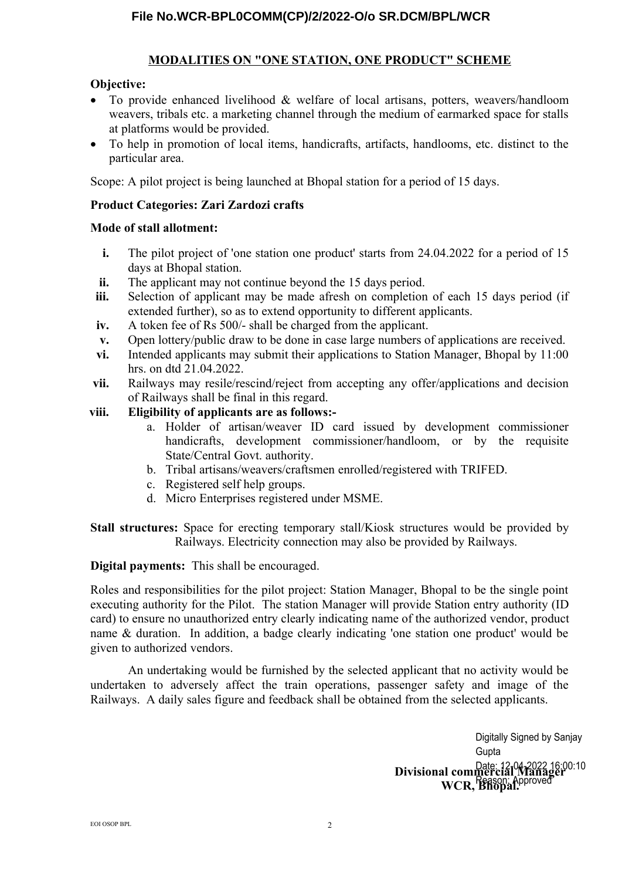**File No.WCR-BPL0COMM(CP)/2/2022-O/o SR.DCM/BPL/WCR**

## MODALITIES ON "ONE STATION, ONE PRODUCT" SCHEME

**Objective:**

- To provide enhanced livelihood & welfare of local artisans, potters, weavers/handloom weavers, tribals etc. a marketing channel through the medium of earmarked space for stalls at platforms would be provided.
- To help in promotion of local items, handicrafts, artifacts, handlooms, etc. distinct to the particular area.

Scope: A pilot project is being launched at Bhopal station for a period of 15 days.

**Product Categories: Zari Zardozi crafts**

**Mode of stall allotment:**

i. The pilot project of 'one station one product' starts from 24.04.2022 for a period of 15 days at Bhopal station.

ii. The applicant may not continue beyond the 15 days period.

iii. Selection of applicant may be made afresh on completion of each 15 days period (if extended further), so as to extend opportunity to different applicants.

iv. A token fee of Rs 500/- shall be charged from the applicant.

v. Open lottery/public draw to be done in case large numbers of applications are received.

vi. Intended applicants may submit their applications to Station Manager, Bhopal by 11:00 hrs. on dtd 21.04.2022.

vii. Railways may resile/rescind/reject from accepting any offer/applications and decision of Railways shall be final in this regard.

viii. **Eligibility of applicants are as follows:-**

   a. Holder of artisan/weaver ID card issued by development commissioner handicrafts, development commissioner/handloom, or by the requisite State/Central Govt. authority.
   b. Tribal artisans/weavers/craftsmen enrolled/registered with TRIFED.
   c. Registered self help groups.
   d. Micro Enterprises registered under MSME.

**Stall structures:** Space for erecting temporary stall/Kiosk structures would be provided by Railways. Electricity connection may also be provided by Railways.

**Digital payments:** This shall be encouraged.

Roles and responsibilities for the pilot project: Station Manager, Bhopal to be the single point executing authority for the Pilot. The station Manager will provide Station entry authority (ID card) to ensure no unauthorized entry clearly indicating name of the authorized vendor, product name & duration. In addition, a badge clearly indicating 'one station one product' would be given to authorized vendors.

An undertaking would be furnished by the selected applicant that no activity would be undertaken to adversely affect the train operations, passenger safety and image of the Railways. A daily sales figure and feedback shall be obtained from the selected applicants.

Digitally Signed by Sanjay Gupta
Date: 12-04-2022 16:00:10
Reason: Approved

**Divisional commercial Manager**
**WCR, Bhopal.**

EOI OSOP BPL